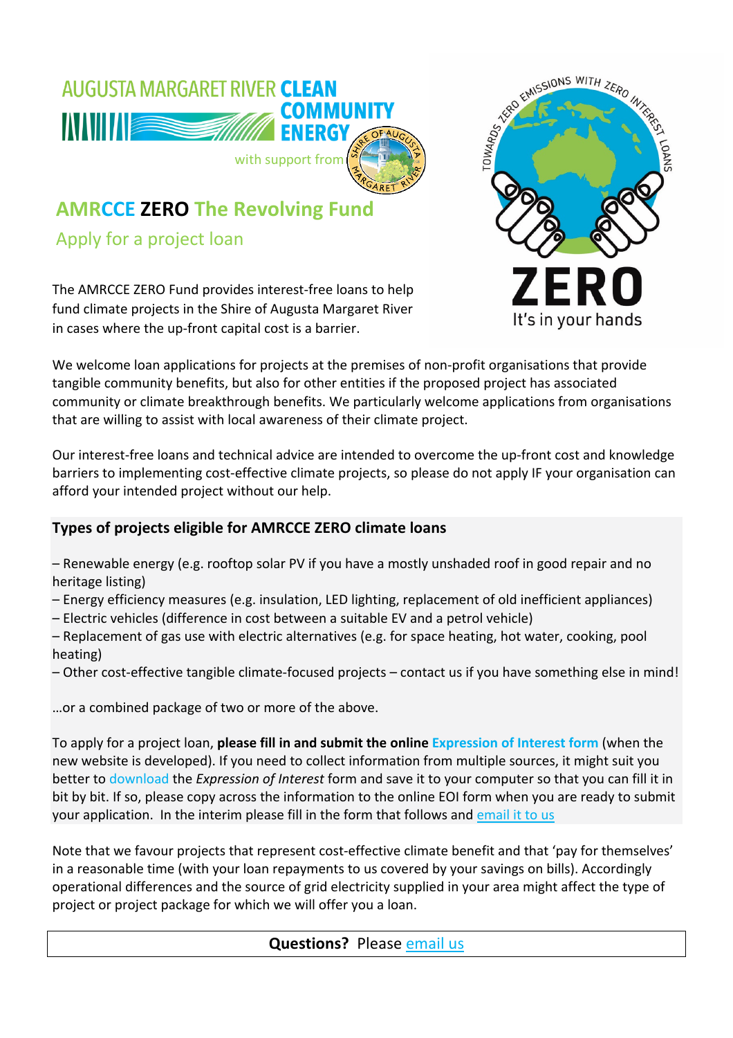AUGUSTA MARGARET RIVER CLEAN COMMUNITY ENERGY

with support from

# AMRCCE ZERO The Revolving Fund

## Apply for a project loan

The AMRCCE ZERO Fund provides interest-free loans to help fund climate projects in the Shire of Augusta Margaret River in cases where the up-front capital cost is a barrier.

TOWARDS ZERO EMISSIONS WITH ZERO INTEREST LOANS

ZERO

It's in your hands

We welcome loan applications for projects at the premises of non-profit organisations that provide tangible community benefits, but also for other entities if the proposed project has associated community or climate breakthrough benefits. We particularly welcome applications from organisations that are willing to assist with local awareness of their climate project.

Our interest-free loans and technical advice are intended to overcome the up-front cost and knowledge barriers to implementing cost-effective climate projects, so please do not apply IF your organisation can afford your intended project without our help.

### Types of projects eligible for AMRCCE ZERO climate loans

– Renewable energy (e.g. rooftop solar PV if you have a mostly unshaded roof in good repair and no heritage listing)
– Energy efficiency measures (e.g. insulation, LED lighting, replacement of old inefficient appliances)
– Electric vehicles (difference in cost between a suitable EV and a petrol vehicle)
– Replacement of gas use with electric alternatives (e.g. for space heating, hot water, cooking, pool heating)
– Other cost-effective tangible climate-focused projects – contact us if you have something else in mind!

…or a combined package of two or more of the above.

To apply for a project loan, **please fill in and submit the online Expression of Interest form** (when the new website is developed). If you need to collect information from multiple sources, it might suit you better to download the *Expression of Interest* form and save it to your computer so that you can fill it in bit by bit. If so, please copy across the information to the online EOI form when you are ready to submit your application. In the interim please fill in the form that follows and email it to us

Note that we favour projects that represent cost-effective climate benefit and that 'pay for themselves' in a reasonable time (with your loan repayments to us covered by your savings on bills). Accordingly operational differences and the source of grid electricity supplied in your area might affect the type of project or project package for which we will offer you a loan.

**Questions?** Please email us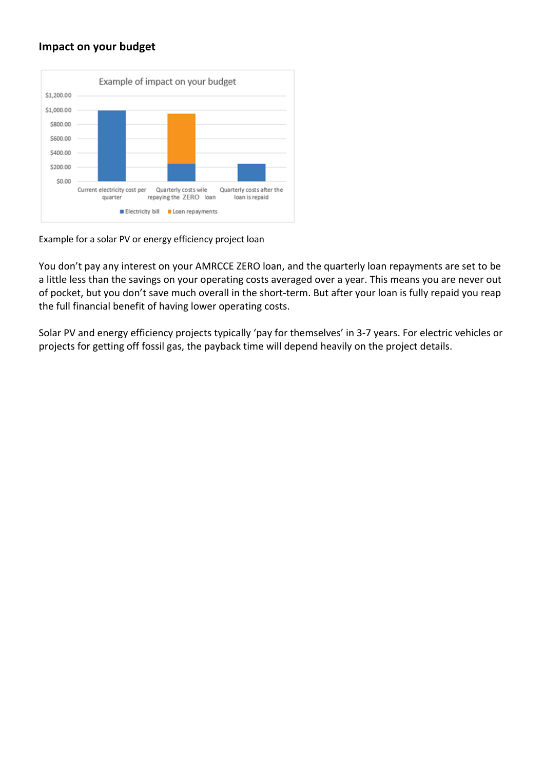## Impact on your budget

Example of impact on your budget

| | Electricity bill | Loan repayments |
|---|---|---|
| Current electricity cost per quarter | $1,000.00 | |
| Quarterly costs wile repaying the ZERO loan | $250.00 | $700.00 |
| Quarterly costs after the loan is repaid | $250.00 | |

Example for a solar PV or energy efficiency project loan

You don't pay any interest on your AMRCCE ZERO loan, and the quarterly loan repayments are set to be a little less than the savings on your operating costs averaged over a year. This means you are never out of pocket, but you don't save much overall in the short-term. But after your loan is fully repaid you reap the full financial benefit of having lower operating costs.

Solar PV and energy efficiency projects typically 'pay for themselves' in 3-7 years. For electric vehicles or projects for getting off fossil gas, the payback time will depend heavily on the project details.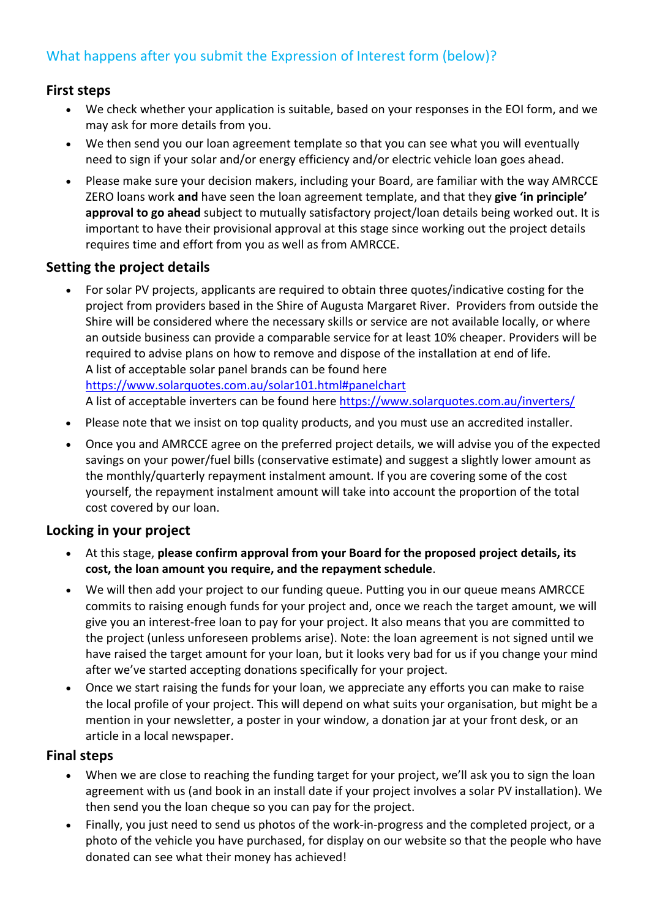## What happens after you submit the Expression of Interest form (below)?

### First steps

- We check whether your application is suitable, based on your responses in the EOI form, and we may ask for more details from you.
- We then send you our loan agreement template so that you can see what you will eventually need to sign if your solar and/or energy efficiency and/or electric vehicle loan goes ahead.
- Please make sure your decision makers, including your Board, are familiar with the way AMRCCE ZERO loans work **and** have seen the loan agreement template, and that they **give 'in principle' approval to go ahead** subject to mutually satisfactory project/loan details being worked out. It is important to have their provisional approval at this stage since working out the project details requires time and effort from you as well as from AMRCCE.

### Setting the project details

- For solar PV projects, applicants are required to obtain three quotes/indicative costing for the project from providers based in the Shire of Augusta Margaret River. Providers from outside the Shire will be considered where the necessary skills or service are not available locally, or where an outside business can provide a comparable service for at least 10% cheaper. Providers will be required to advise plans on how to remove and dispose of the installation at end of life.
  A list of acceptable solar panel brands can be found here https://www.solarquotes.com.au/solar101.html#panelchart
  A list of acceptable inverters can be found here https://www.solarquotes.com.au/inverters/
- Please note that we insist on top quality products, and you must use an accredited installer.
- Once you and AMRCCE agree on the preferred project details, we will advise you of the expected savings on your power/fuel bills (conservative estimate) and suggest a slightly lower amount as the monthly/quarterly repayment instalment amount. If you are covering some of the cost yourself, the repayment instalment amount will take into account the proportion of the total cost covered by our loan.

### Locking in your project

- At this stage, **please confirm approval from your Board for the proposed project details, its cost, the loan amount you require, and the repayment schedule**.
- We will then add your project to our funding queue. Putting you in our queue means AMRCCE commits to raising enough funds for your project and, once we reach the target amount, we will give you an interest-free loan to pay for your project. It also means that you are committed to the project (unless unforeseen problems arise). Note: the loan agreement is not signed until we have raised the target amount for your loan, but it looks very bad for us if you change your mind after we've started accepting donations specifically for your project.
- Once we start raising the funds for your loan, we appreciate any efforts you can make to raise the local profile of your project. This will depend on what suits your organisation, but might be a mention in your newsletter, a poster in your window, a donation jar at your front desk, or an article in a local newspaper.

### Final steps

- When we are close to reaching the funding target for your project, we'll ask you to sign the loan agreement with us (and book in an install date if your project involves a solar PV installation). We then send you the loan cheque so you can pay for the project.
- Finally, you just need to send us photos of the work-in-progress and the completed project, or a photo of the vehicle you have purchased, for display on our website so that the people who have donated can see what their money has achieved!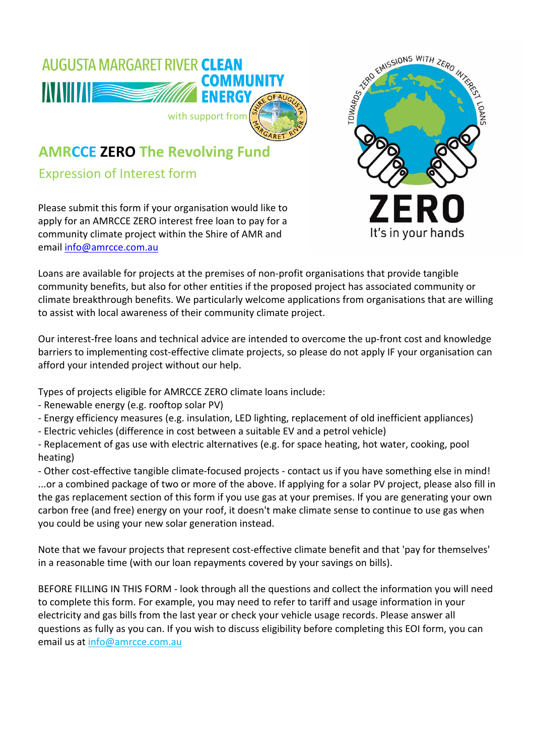AUGUSTA MARGARET RIVER CLEAN COMMUNITY ENERGY

with support from

# AMRCCE **ZERO** The Revolving Fund

## Expression of Interest form

Please submit this form if your organisation would like to apply for an AMRCCE ZERO interest free loan to pay for a community climate project within the Shire of AMR and email info@amrcce.com.au

Loans are available for projects at the premises of non-profit organisations that provide tangible community benefits, but also for other entities if the proposed project has associated community or climate breakthrough benefits. We particularly welcome applications from organisations that are willing to assist with local awareness of their community climate project.

Our interest-free loans and technical advice are intended to overcome the up-front cost and knowledge barriers to implementing cost-effective climate projects, so please do not apply IF your organisation can afford your intended project without our help.

Types of projects eligible for AMRCCE ZERO climate loans include:
- Renewable energy (e.g. rooftop solar PV)
- Energy efficiency measures (e.g. insulation, LED lighting, replacement of old inefficient appliances)
- Electric vehicles (difference in cost between a suitable EV and a petrol vehicle)
- Replacement of gas use with electric alternatives (e.g. for space heating, hot water, cooking, pool heating)
- Other cost-effective tangible climate-focused projects - contact us if you have something else in mind!

...or a combined package of two or more of the above. If applying for a solar PV project, please also fill in the gas replacement section of this form if you use gas at your premises. If you are generating your own carbon free (and free) energy on your roof, it doesn't make climate sense to continue to use gas when you could be using your new solar generation instead.

Note that we favour projects that represent cost-effective climate benefit and that 'pay for themselves' in a reasonable time (with our loan repayments covered by your savings on bills).

BEFORE FILLING IN THIS FORM - look through all the questions and collect the information you will need to complete this form. For example, you may need to refer to tariff and usage information in your electricity and gas bills from the last year or check your vehicle usage records. Please answer all questions as fully as you can. If you wish to discuss eligibility before completing this EOI form, you can email us at info@amrcce.com.au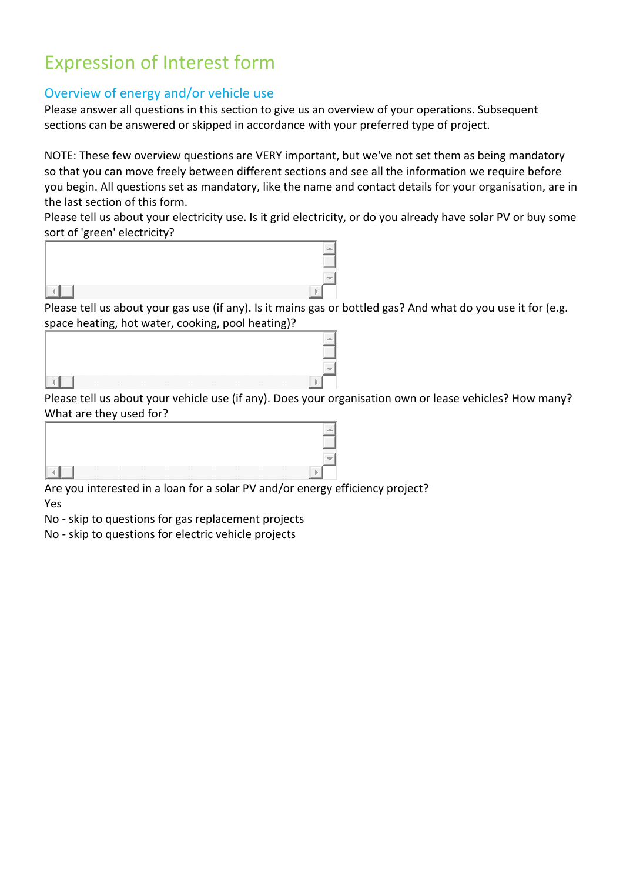# Expression of Interest form

## Overview of energy and/or vehicle use

Please answer all questions in this section to give us an overview of your operations. Subsequent sections can be answered or skipped in accordance with your preferred type of project.

NOTE: These few overview questions are VERY important, but we've not set them as being mandatory so that you can move freely between different sections and see all the information we require before you begin. All questions set as mandatory, like the name and contact details for your organisation, are in the last section of this form.

Please tell us about your electricity use. Is it grid electricity, or do you already have solar PV or buy some sort of 'green' electricity?

Please tell us about your gas use (if any). Is it mains gas or bottled gas? And what do you use it for (e.g. space heating, hot water, cooking, pool heating)?

Please tell us about your vehicle use (if any). Does your organisation own or lease vehicles? How many? What are they used for?

Are you interested in a loan for a solar PV and/or energy efficiency project?

Yes

No - skip to questions for gas replacement projects

No - skip to questions for electric vehicle projects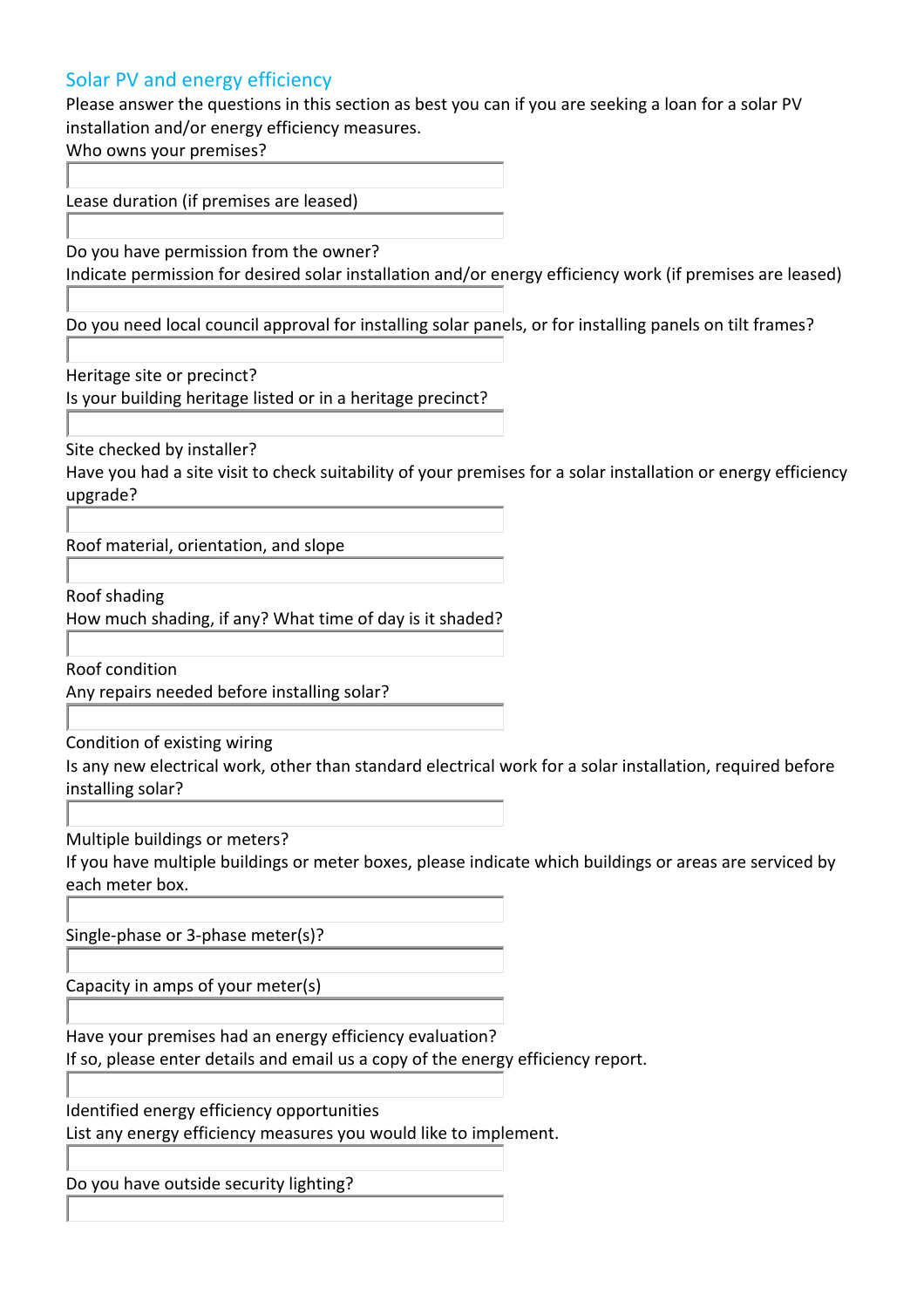## Solar PV and energy efficiency

Please answer the questions in this section as best you can if you are seeking a loan for a solar PV installation and/or energy efficiency measures.

Who owns your premises?

Lease duration (if premises are leased)

Do you have permission from the owner?

Indicate permission for desired solar installation and/or energy efficiency work (if premises are leased)

Do you need local council approval for installing solar panels, or for installing panels on tilt frames?

Heritage site or precinct?

Is your building heritage listed or in a heritage precinct?

Site checked by installer?

Have you had a site visit to check suitability of your premises for a solar installation or energy efficiency upgrade?

Roof material, orientation, and slope

Roof shading

How much shading, if any? What time of day is it shaded?

Roof condition

Any repairs needed before installing solar?

Condition of existing wiring

Is any new electrical work, other than standard electrical work for a solar installation, required before installing solar?

Multiple buildings or meters?

If you have multiple buildings or meter boxes, please indicate which buildings or areas are serviced by each meter box.

Single-phase or 3-phase meter(s)?

Capacity in amps of your meter(s)

Have your premises had an energy efficiency evaluation?

If so, please enter details and email us a copy of the energy efficiency report.

Identified energy efficiency opportunities

List any energy efficiency measures you would like to implement.

Do you have outside security lighting?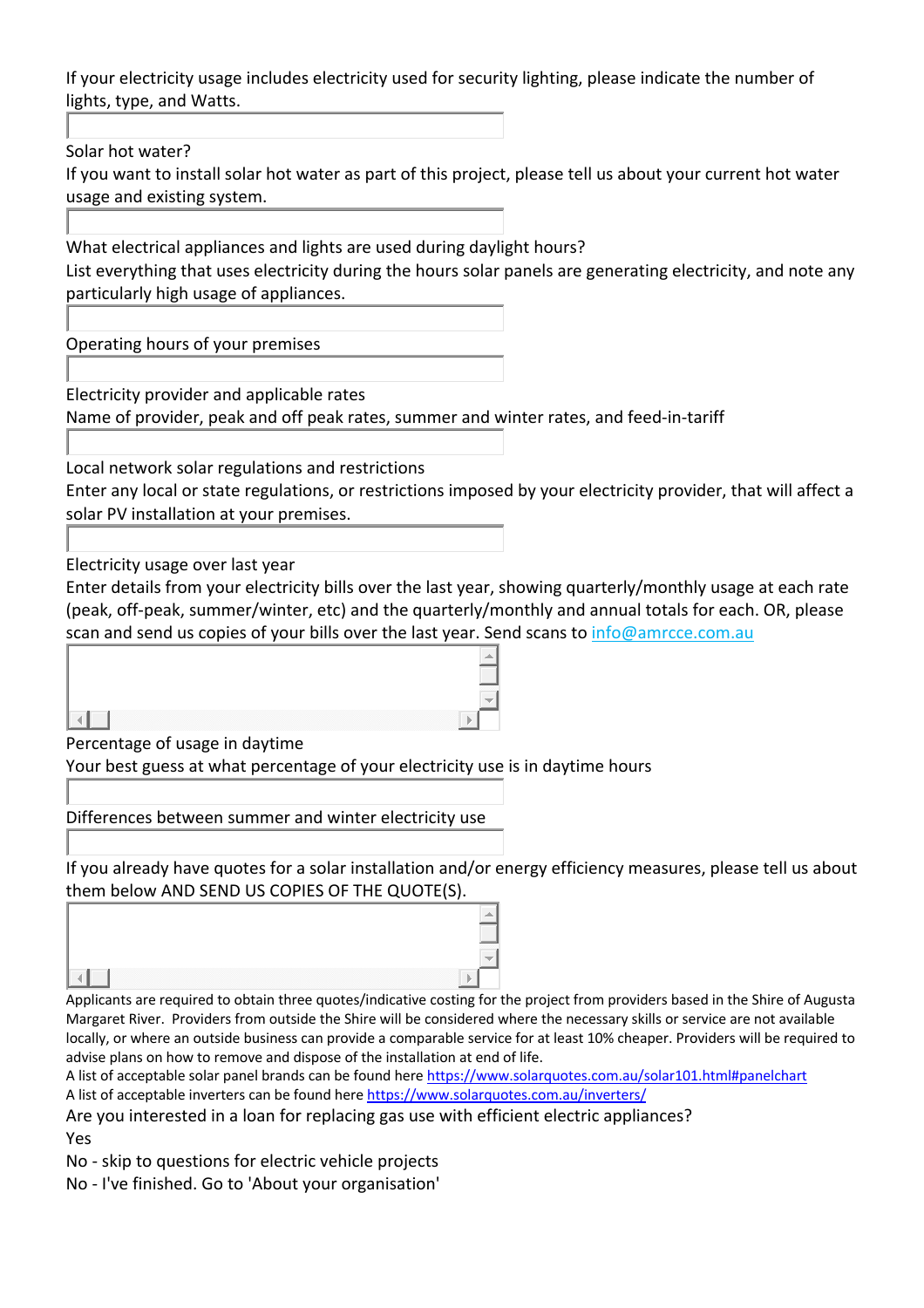If your electricity usage includes electricity used for security lighting, please indicate the number of lights, type, and Watts.

Solar hot water?

If you want to install solar hot water as part of this project, please tell us about your current hot water usage and existing system.

What electrical appliances and lights are used during daylight hours?

List everything that uses electricity during the hours solar panels are generating electricity, and note any particularly high usage of appliances.

Operating hours of your premises

Electricity provider and applicable rates

Name of provider, peak and off peak rates, summer and winter rates, and feed-in-tariff

Local network solar regulations and restrictions

Enter any local or state regulations, or restrictions imposed by your electricity provider, that will affect a solar PV installation at your premises.

Electricity usage over last year

Enter details from your electricity bills over the last year, showing quarterly/monthly usage at each rate (peak, off-peak, summer/winter, etc) and the quarterly/monthly and annual totals for each. OR, please scan and send us copies of your bills over the last year. Send scans to info@amrcce.com.au

Percentage of usage in daytime

Your best guess at what percentage of your electricity use is in daytime hours

Differences between summer and winter electricity use

If you already have quotes for a solar installation and/or energy efficiency measures, please tell us about them below AND SEND US COPIES OF THE QUOTE(S).

Applicants are required to obtain three quotes/indicative costing for the project from providers based in the Shire of Augusta Margaret River. Providers from outside the Shire will be considered where the necessary skills or service are not available locally, or where an outside business can provide a comparable service for at least 10% cheaper. Providers will be required to advise plans on how to remove and dispose of the installation at end of life.

A list of acceptable solar panel brands can be found here https://www.solarquotes.com.au/solar101.html#panelchart

A list of acceptable inverters can be found here https://www.solarquotes.com.au/inverters/

Are you interested in a loan for replacing gas use with efficient electric appliances?

Yes

No - skip to questions for electric vehicle projects

No - I've finished. Go to 'About your organisation'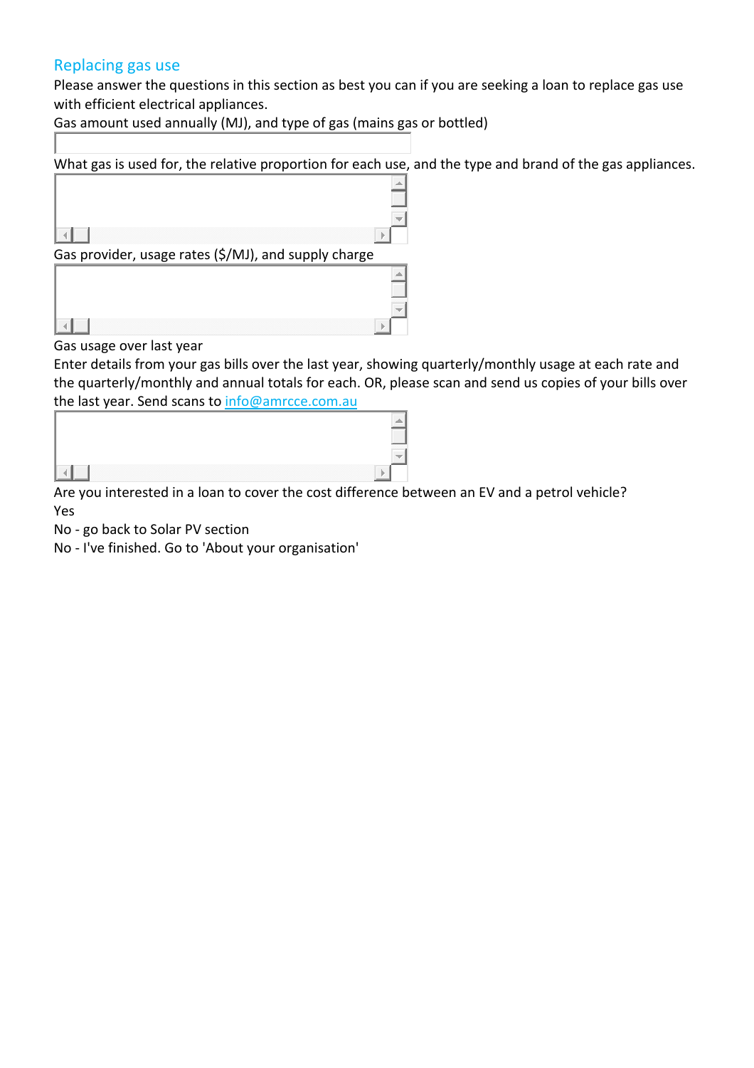## Replacing gas use

Please answer the questions in this section as best you can if you are seeking a loan to replace gas use with efficient electrical appliances.

Gas amount used annually (MJ), and type of gas (mains gas or bottled)

What gas is used for, the relative proportion for each use, and the type and brand of the gas appliances.

Gas provider, usage rates ($/MJ), and supply charge

Gas usage over last year

Enter details from your gas bills over the last year, showing quarterly/monthly usage at each rate and the quarterly/monthly and annual totals for each. OR, please scan and send us copies of your bills over the last year. Send scans to info@amrcce.com.au

Are you interested in a loan to cover the cost difference between an EV and a petrol vehicle?

Yes

No - go back to Solar PV section

No - I've finished. Go to 'About your organisation'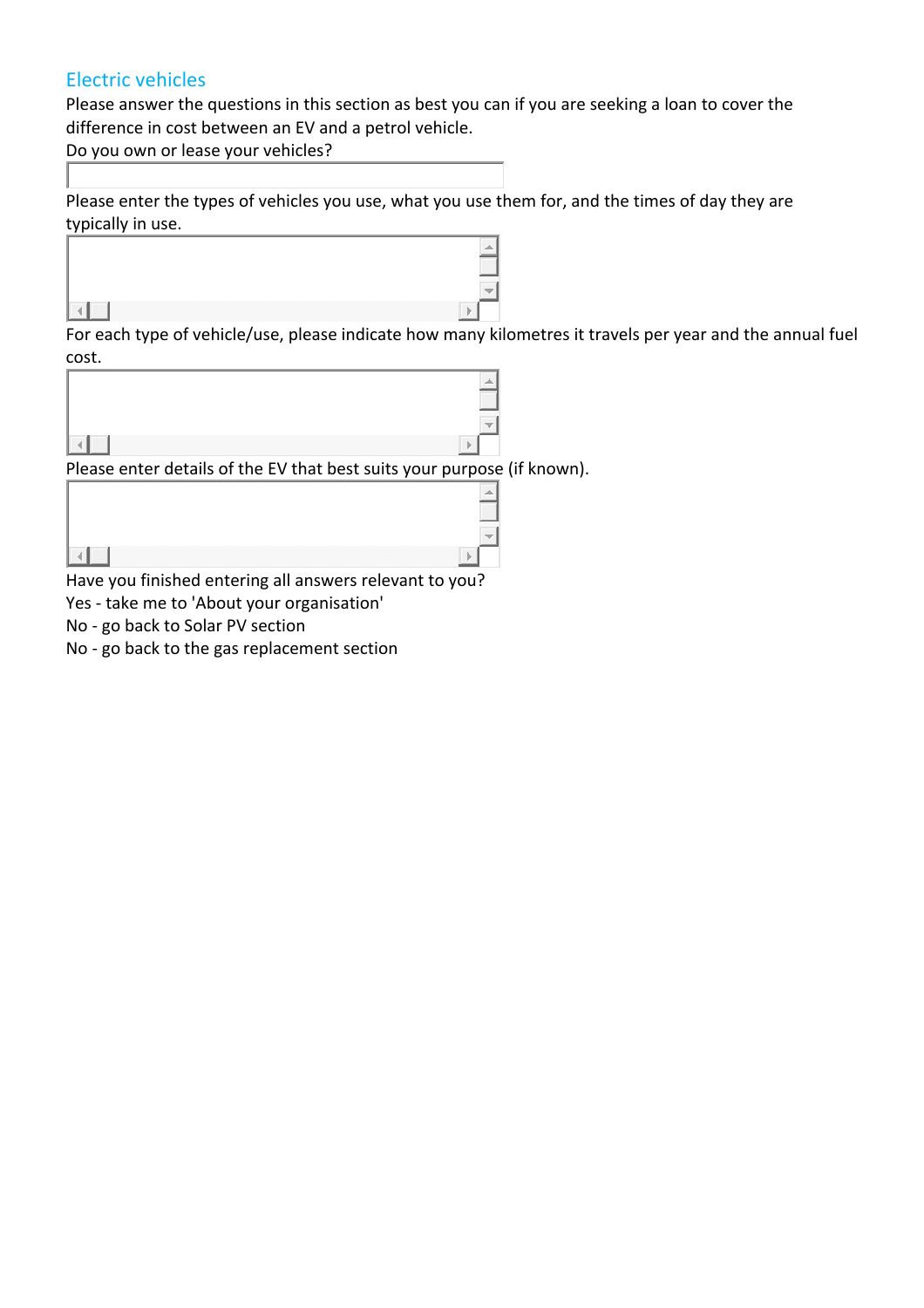## Electric vehicles

Please answer the questions in this section as best you can if you are seeking a loan to cover the difference in cost between an EV and a petrol vehicle.

Do you own or lease your vehicles?

Please enter the types of vehicles you use, what you use them for, and the times of day they are typically in use.

For each type of vehicle/use, please indicate how many kilometres it travels per year and the annual fuel cost.

Please enter details of the EV that best suits your purpose (if known).

Have you finished entering all answers relevant to you?

Yes - take me to 'About your organisation'

No - go back to Solar PV section

No - go back to the gas replacement section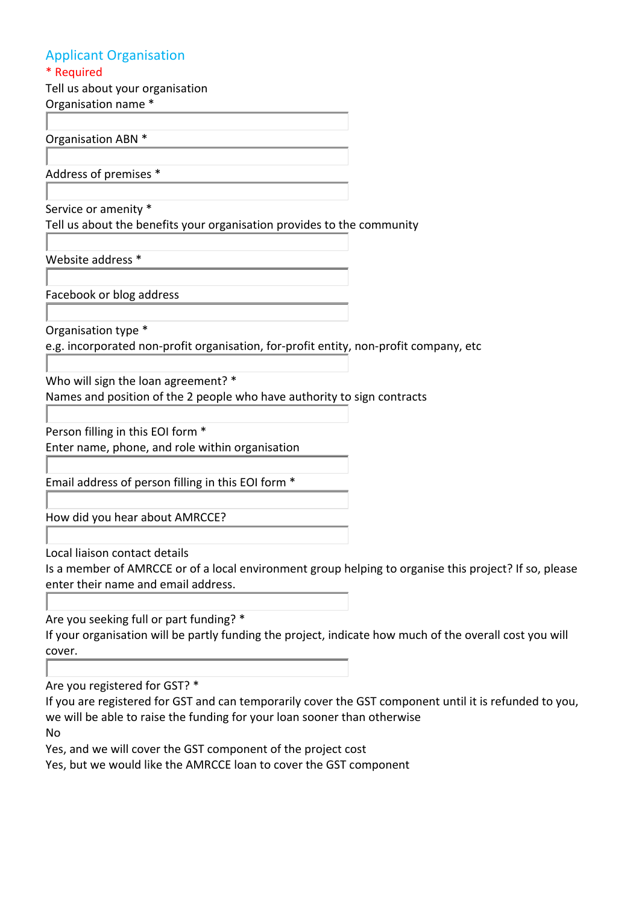## Applicant Organisation

\* Required

Tell us about your organisation

Organisation name *

Organisation ABN *

Address of premises *

Service or amenity *

Tell us about the benefits your organisation provides to the community

Website address *

Facebook or blog address

Organisation type *

e.g. incorporated non-profit organisation, for-profit entity, non-profit company, etc

Who will sign the loan agreement? *

Names and position of the 2 people who have authority to sign contracts

Person filling in this EOI form *

Enter name, phone, and role within organisation

Email address of person filling in this EOI form *

How did you hear about AMRCCE?

Local liaison contact details

Is a member of AMRCCE or of a local environment group helping to organise this project? If so, please enter their name and email address.

Are you seeking full or part funding? *

If your organisation will be partly funding the project, indicate how much of the overall cost you will cover.

Are you registered for GST? *

If you are registered for GST and can temporarily cover the GST component until it is refunded to you, we will be able to raise the funding for your loan sooner than otherwise

No

Yes, and we will cover the GST component of the project cost

Yes, but we would like the AMRCCE loan to cover the GST component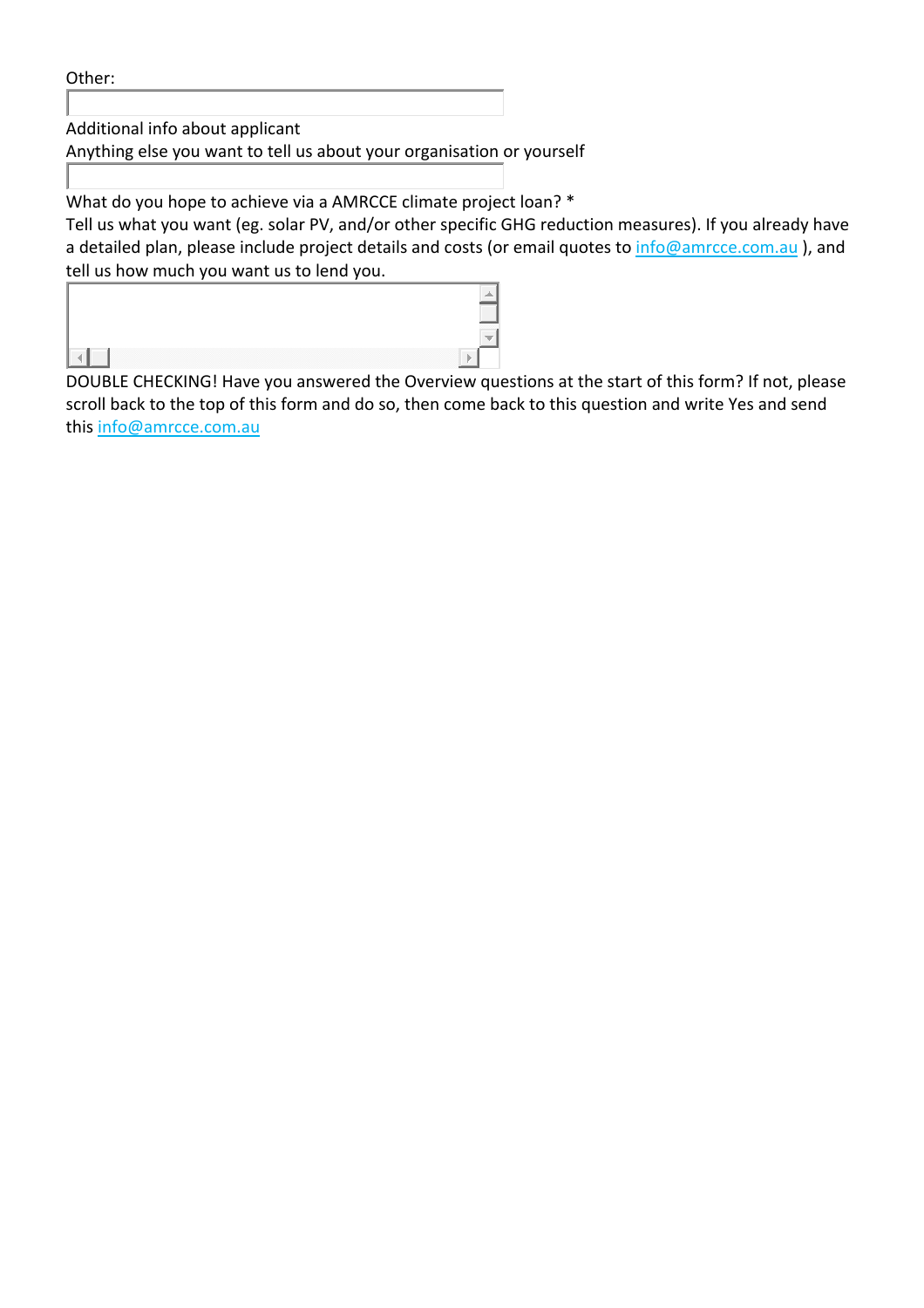Other:

Additional info about applicant

Anything else you want to tell us about your organisation or yourself

What do you hope to achieve via a AMRCCE climate project loan? *

Tell us what you want (eg. solar PV, and/or other specific GHG reduction measures). If you already have a detailed plan, please include project details and costs (or email quotes to info@amrcce.com.au ), and tell us how much you want us to lend you.

DOUBLE CHECKING! Have you answered the Overview questions at the start of this form? If not, please scroll back to the top of this form and do so, then come back to this question and write Yes and send this info@amrcce.com.au